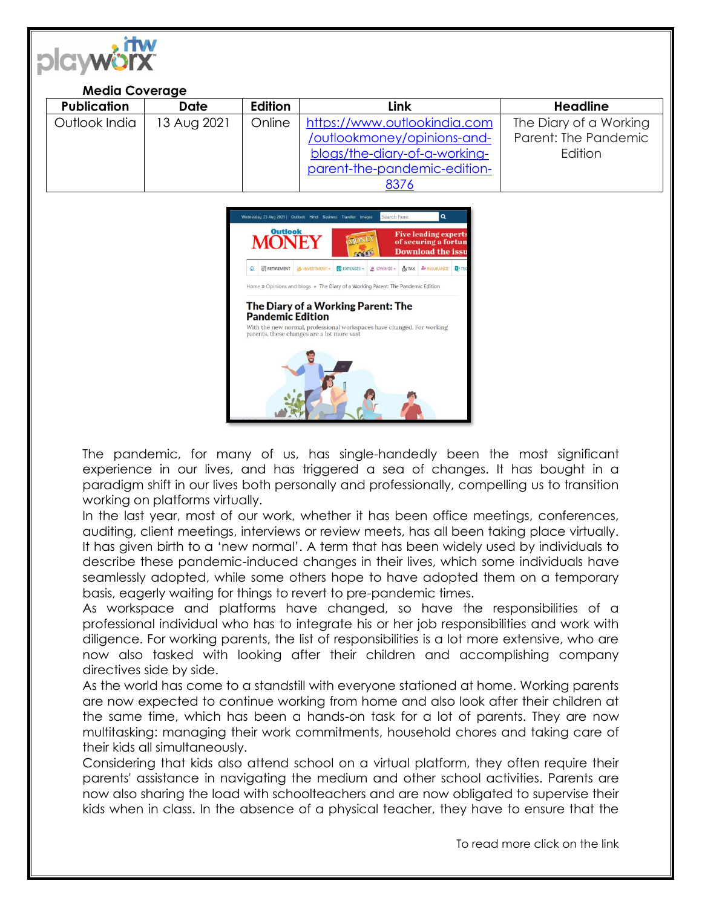**Media Coverage**

| Publication | Date | Edition | Link | Headline |
|---|---|---|---|---|
| Outlook India | 13 Aug 2021 | Online | https://www.outlookindia.com/outlookmoney/opinions-and-blogs/the-diary-of-a-working-parent-the-pandemic-edition-8376 | The Diary of a Working Parent: The Pandemic Edition |

The pandemic, for many of us, has single-handedly been the most significant experience in our lives, and has triggered a sea of changes. It has bought in a paradigm shift in our lives both personally and professionally, compelling us to transition working on platforms virtually.

In the last year, most of our work, whether it has been office meetings, conferences, auditing, client meetings, interviews or review meets, has all been taking place virtually. It has given birth to a 'new normal'. A term that has been widely used by individuals to describe these pandemic-induced changes in their lives, which some individuals have seamlessly adopted, while some others hope to have adopted them on a temporary basis, eagerly waiting for things to revert to pre-pandemic times.

As workspace and platforms have changed, so have the responsibilities of a professional individual who has to integrate his or her job responsibilities and work with diligence. For working parents, the list of responsibilities is a lot more extensive, who are now also tasked with looking after their children and accomplishing company directives side by side.

As the world has come to a standstill with everyone stationed at home. Working parents are now expected to continue working from home and also look after their children at the same time, which has been a hands-on task for a lot of parents. They are now multitasking: managing their work commitments, household chores and taking care of their kids all simultaneously.

Considering that kids also attend school on a virtual platform, they often require their parents' assistance in navigating the medium and other school activities. Parents are now also sharing the load with schoolteachers and are now obligated to supervise their kids when in class. In the absence of a physical teacher, they have to ensure that the

To read more click on the link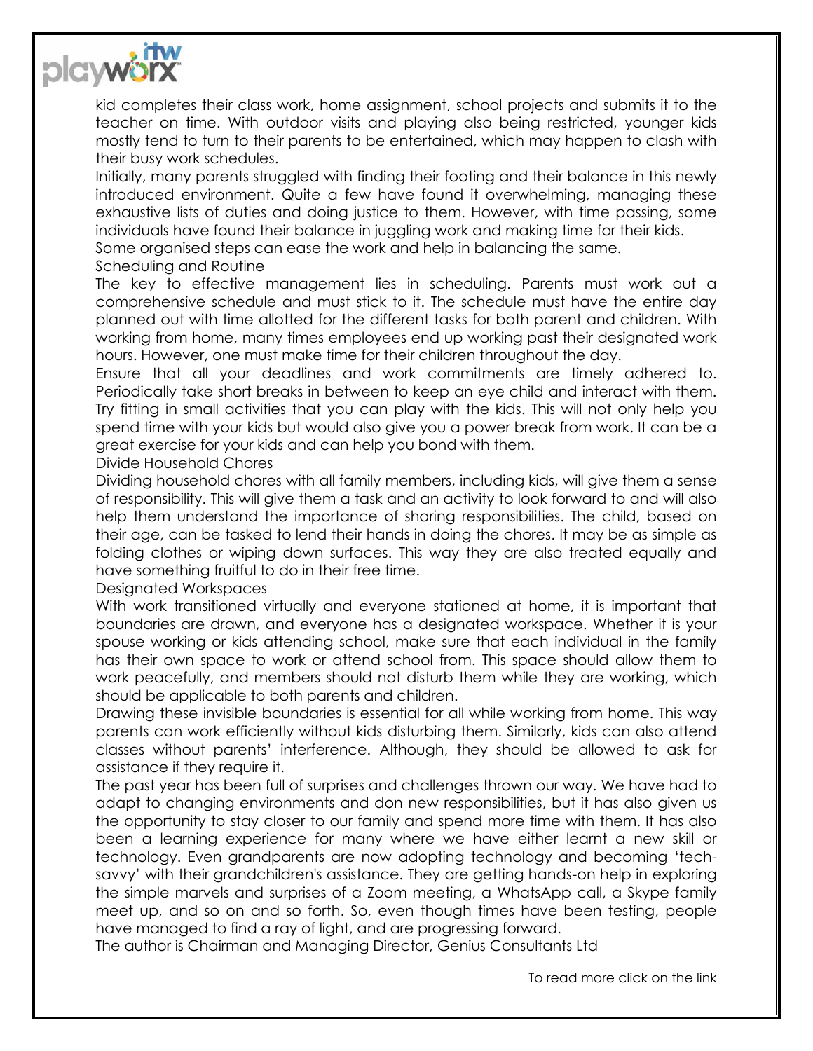kid completes their class work, home assignment, school projects and submits it to the teacher on time. With outdoor visits and playing also being restricted, younger kids mostly tend to turn to their parents to be entertained, which may happen to clash with their busy work schedules.

Initially, many parents struggled with finding their footing and their balance in this newly introduced environment. Quite a few have found it overwhelming, managing these exhaustive lists of duties and doing justice to them. However, with time passing, some individuals have found their balance in juggling work and making time for their kids.

Some organised steps can ease the work and help in balancing the same.

## Scheduling and Routine

The key to effective management lies in scheduling. Parents must work out a comprehensive schedule and must stick to it. The schedule must have the entire day planned out with time allotted for the different tasks for both parent and children. With working from home, many times employees end up working past their designated work hours. However, one must make time for their children throughout the day.

Ensure that all your deadlines and work commitments are timely adhered to. Periodically take short breaks in between to keep an eye child and interact with them. Try fitting in small activities that you can play with the kids. This will not only help you spend time with your kids but would also give you a power break from work. It can be a great exercise for your kids and can help you bond with them.

## Divide Household Chores

Dividing household chores with all family members, including kids, will give them a sense of responsibility. This will give them a task and an activity to look forward to and will also help them understand the importance of sharing responsibilities. The child, based on their age, can be tasked to lend their hands in doing the chores. It may be as simple as folding clothes or wiping down surfaces. This way they are also treated equally and have something fruitful to do in their free time.

## Designated Workspaces

With work transitioned virtually and everyone stationed at home, it is important that boundaries are drawn, and everyone has a designated workspace. Whether it is your spouse working or kids attending school, make sure that each individual in the family has their own space to work or attend school from. This space should allow them to work peacefully, and members should not disturb them while they are working, which should be applicable to both parents and children.

Drawing these invisible boundaries is essential for all while working from home. This way parents can work efficiently without kids disturbing them. Similarly, kids can also attend classes without parents' interference. Although, they should be allowed to ask for assistance if they require it.

The past year has been full of surprises and challenges thrown our way. We have had to adapt to changing environments and don new responsibilities, but it has also given us the opportunity to stay closer to our family and spend more time with them. It has also been a learning experience for many where we have either learnt a new skill or technology. Even grandparents are now adopting technology and becoming 'tech-savvy' with their grandchildren's assistance. They are getting hands-on help in exploring the simple marvels and surprises of a Zoom meeting, a WhatsApp call, a Skype family meet up, and so on and so forth. So, even though times have been testing, people have managed to find a ray of light, and are progressing forward.

The author is Chairman and Managing Director, Genius Consultants Ltd

To read more click on the link